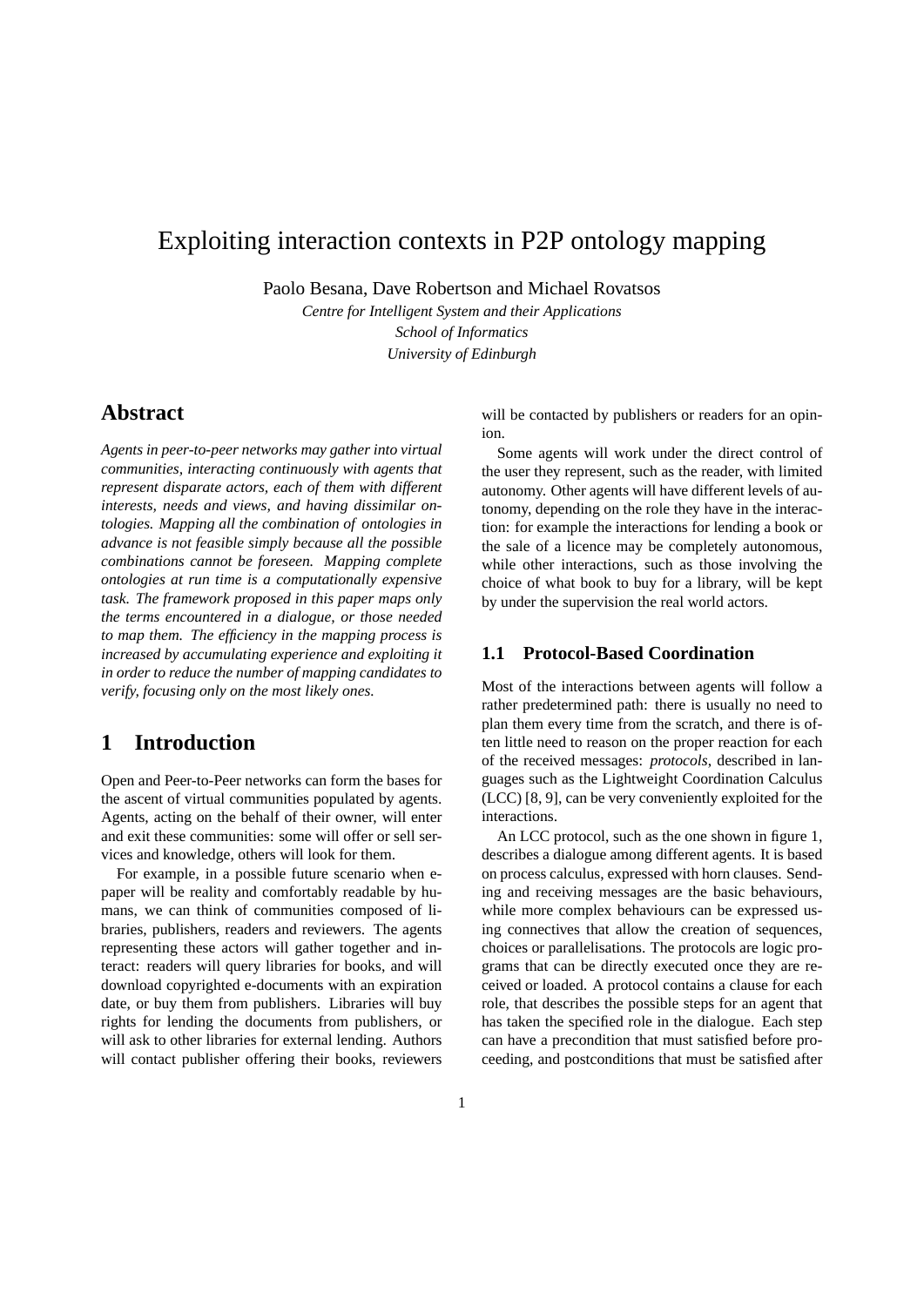# Exploiting interaction contexts in P2P ontology mapping

Paolo Besana, Dave Robertson and Michael Rovatsos

*Centre for Intelligent System and their Applications*
*School of Informatics*
*University of Edinburgh*

## Abstract

*Agents in peer-to-peer networks may gather into virtual communities, interacting continuously with agents that represent disparate actors, each of them with different interests, needs and views, and having dissimilar ontologies. Mapping all the combination of ontologies in advance is not feasible simply because all the possible combinations cannot be foreseen. Mapping complete ontologies at run time is a computationally expensive task. The framework proposed in this paper maps only the terms encountered in a dialogue, or those needed to map them. The efficiency in the mapping process is increased by accumulating experience and exploiting it in order to reduce the number of mapping candidates to verify, focusing only on the most likely ones.*

## 1 Introduction

Open and Peer-to-Peer networks can form the bases for the ascent of virtual communities populated by agents. Agents, acting on the behalf of their owner, will enter and exit these communities: some will offer or sell services and knowledge, others will look for them.

For example, in a possible future scenario when e-paper will be reality and comfortably readable by humans, we can think of communities composed of libraries, publishers, readers and reviewers. The agents representing these actors will gather together and interact: readers will query libraries for books, and will download copyrighted e-documents with an expiration date, or buy them from publishers. Libraries will buy rights for lending the documents from publishers, or will ask to other libraries for external lending. Authors will contact publisher offering their books, reviewers will be contacted by publishers or readers for an opinion.

Some agents will work under the direct control of the user they represent, such as the reader, with limited autonomy. Other agents will have different levels of autonomy, depending on the role they have in the interaction: for example the interactions for lending a book or the sale of a licence may be completely autonomous, while other interactions, such as those involving the choice of what book to buy for a library, will be kept by under the supervision the real world actors.

### 1.1 Protocol-Based Coordination

Most of the interactions between agents will follow a rather predetermined path: there is usually no need to plan them every time from the scratch, and there is often little need to reason on the proper reaction for each of the received messages: *protocols*, described in languages such as the Lightweight Coordination Calculus (LCC) [8, 9], can be very conveniently exploited for the interactions.

An LCC protocol, such as the one shown in figure 1, describes a dialogue among different agents. It is based on process calculus, expressed with horn clauses. Sending and receiving messages are the basic behaviours, while more complex behaviours can be expressed using connectives that allow the creation of sequences, choices or parallelisations. The protocols are logic programs that can be directly executed once they are received or loaded. A protocol contains a clause for each role, that describes the possible steps for an agent that has taken the specified role in the dialogue. Each step can have a precondition that must satisfied before proceeding, and postconditions that must be satisfied after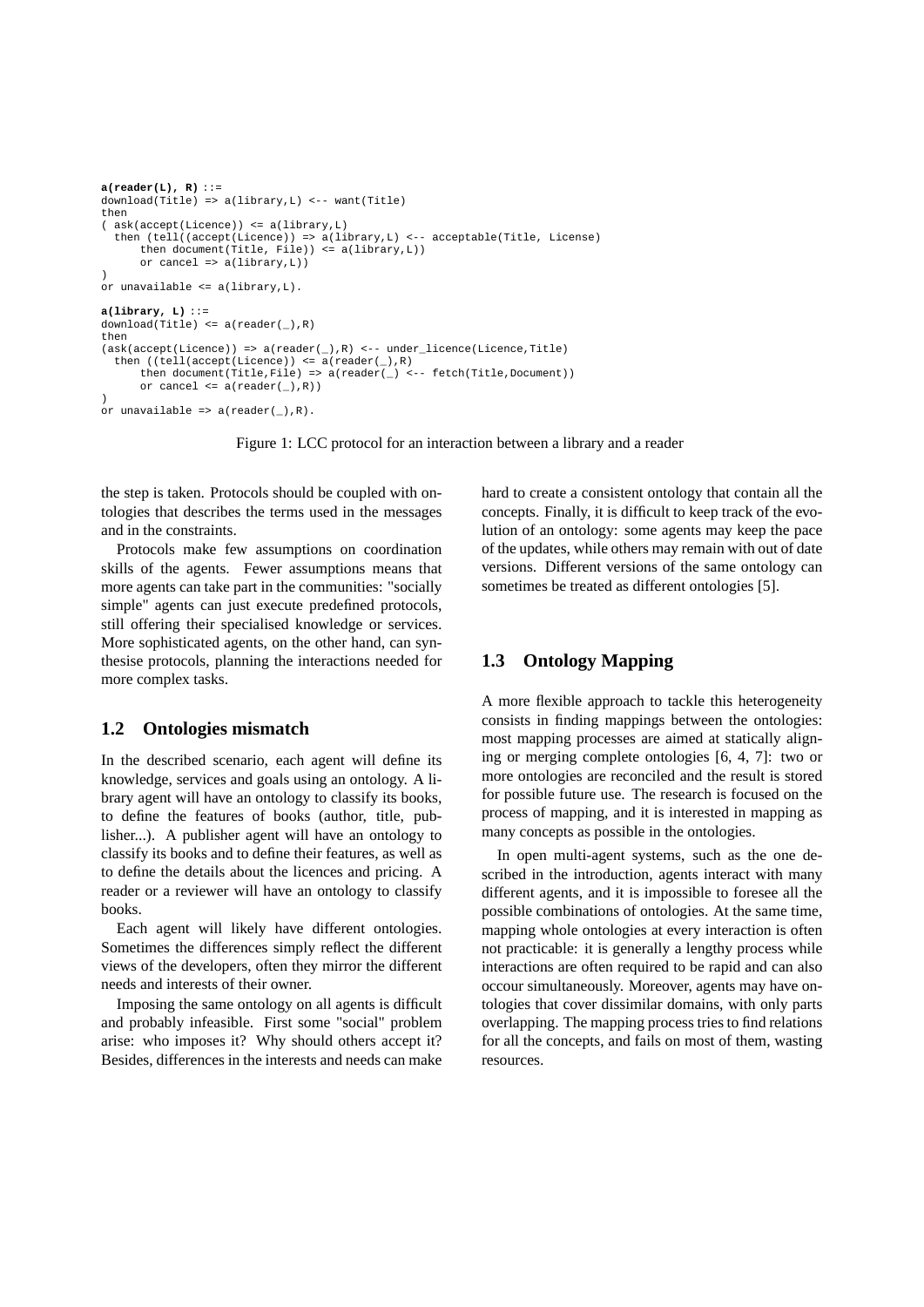```
a(reader(L), R) ::=
download(Title) => a(library,L) <-- want(Title)
then
( ask(accept(Licence)) <= a(library,L)
  then (tell((accept(Licence)) => a(library,L) <-- acceptable(Title, License)
      then document(Title, File)) <= a(library,L))
      or cancel => a(library,L))
)
or unavailable <= a(library,L).

a(library, L) ::=
download(Title) <= a(reader(_),R)
then
(ask(accept(Licence)) => a(reader(_),R) <-- under_licence(Licence,Title)
  then ((tell(accept(Licence)) <= a(reader(_),R)
      then document(Title,File) => a(reader(_) <-- fetch(Title,Document))
      or cancel <= a(reader(_),R))
)
or unavailable => a(reader(_),R).
```

Figure 1: LCC protocol for an interaction between a library and a reader

the step is taken. Protocols should be coupled with ontologies that describes the terms used in the messages and in the constraints.

Protocols make few assumptions on coordination skills of the agents. Fewer assumptions means that more agents can take part in the communities: "socially simple" agents can just execute predefined protocols, still offering their specialised knowledge or services. More sophisticated agents, on the other hand, can synthesise protocols, planning the interactions needed for more complex tasks.

## 1.2 Ontologies mismatch

In the described scenario, each agent will define its knowledge, services and goals using an ontology. A library agent will have an ontology to classify its books, to define the features of books (author, title, publisher...). A publisher agent will have an ontology to classify its books and to define their features, as well as to define the details about the licences and pricing. A reader or a reviewer will have an ontology to classify books.

Each agent will likely have different ontologies. Sometimes the differences simply reflect the different views of the developers, often they mirror the different needs and interests of their owner.

Imposing the same ontology on all agents is difficult and probably infeasible. First some "social" problem arise: who imposes it? Why should others accept it? Besides, differences in the interests and needs can make hard to create a consistent ontology that contain all the concepts. Finally, it is difficult to keep track of the evolution of an ontology: some agents may keep the pace of the updates, while others may remain with out of date versions. Different versions of the same ontology can sometimes be treated as different ontologies [5].

## 1.3 Ontology Mapping

A more flexible approach to tackle this heterogeneity consists in finding mappings between the ontologies: most mapping processes are aimed at statically aligning or merging complete ontologies [6, 4, 7]: two or more ontologies are reconciled and the result is stored for possible future use. The research is focused on the process of mapping, and it is interested in mapping as many concepts as possible in the ontologies.

In open multi-agent systems, such as the one described in the introduction, agents interact with many different agents, and it is impossible to foresee all the possible combinations of ontologies. At the same time, mapping whole ontologies at every interaction is often not practicable: it is generally a lengthy process while interactions are often required to be rapid and can also occour simultaneously. Moreover, agents may have ontologies that cover dissimilar domains, with only parts overlapping. The mapping process tries to find relations for all the concepts, and fails on most of them, wasting resources.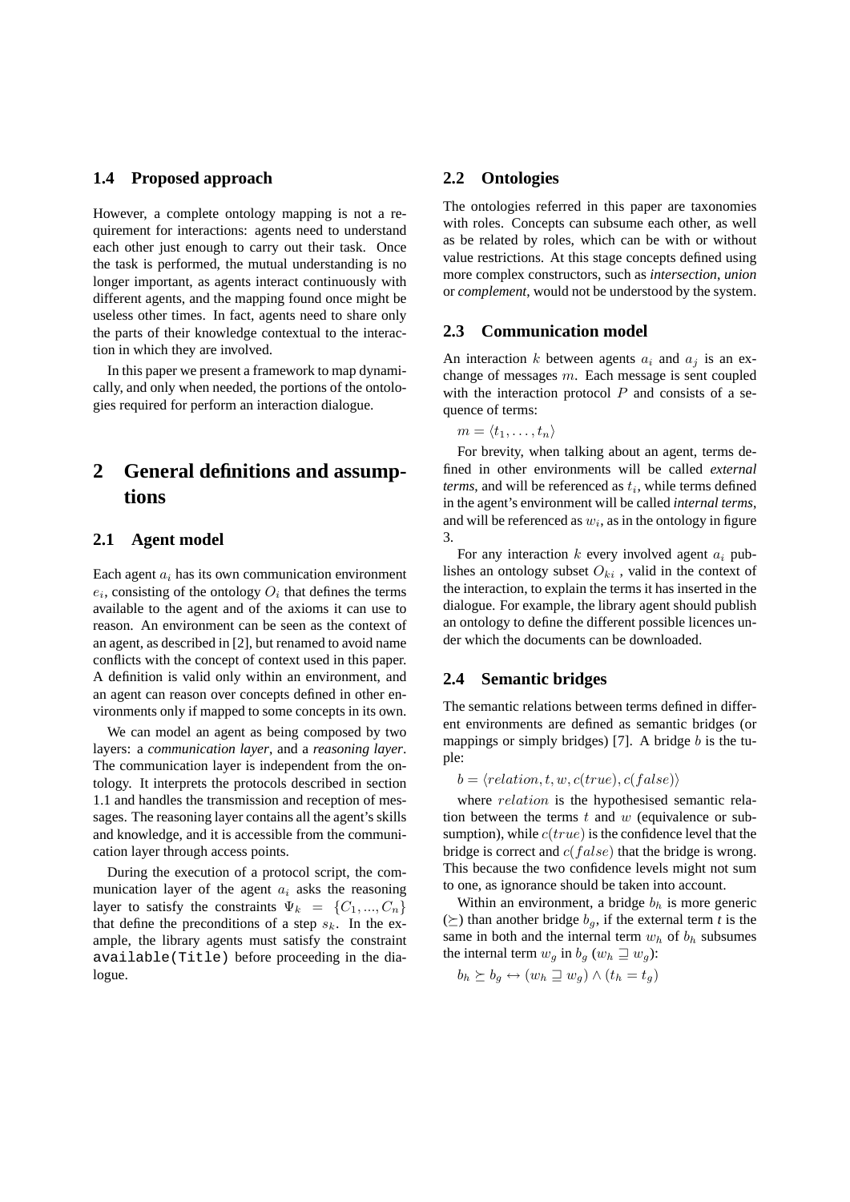### 1.4 Proposed approach

However, a complete ontology mapping is not a requirement for interactions: agents need to understand each other just enough to carry out their task. Once the task is performed, the mutual understanding is no longer important, as agents interact continuously with different agents, and the mapping found once might be useless other times. In fact, agents need to share only the parts of their knowledge contextual to the interaction in which they are involved.

In this paper we present a framework to map dynamically, and only when needed, the portions of the ontologies required for perform an interaction dialogue.

## 2 General definitions and assumptions

### 2.1 Agent model

Each agent $a_i$ has its own communication environment $e_i$, consisting of the ontology $O_i$ that defines the terms available to the agent and of the axioms it can use to reason. An environment can be seen as the context of an agent, as described in [2], but renamed to avoid name conflicts with the concept of context used in this paper. A definition is valid only within an environment, and an agent can reason over concepts defined in other environments only if mapped to some concepts in its own.

We can model an agent as being composed by two layers: a *communication layer*, and a *reasoning layer*. The communication layer is independent from the ontology. It interprets the protocols described in section 1.1 and handles the transmission and reception of messages. The reasoning layer contains all the agent's skills and knowledge, and it is accessible from the communication layer through access points.

During the execution of a protocol script, the communication layer of the agent $a_i$ asks the reasoning layer to satisfy the constraints $\Psi_k = \{C_1, ..., C_n\}$ that define the preconditions of a step $s_k$. In the example, the library agents must satisfy the constraint `available(Title)` before proceeding in the dialogue.

### 2.2 Ontologies

The ontologies referred in this paper are taxonomies with roles. Concepts can subsume each other, as well as be related by roles, which can be with or without value restrictions. At this stage concepts defined using more complex constructors, such as *intersection*, *union* or *complement*, would not be understood by the system.

### 2.3 Communication model

An interaction $k$ between agents $a_i$ and $a_j$ is an exchange of messages $m$. Each message is sent coupled with the interaction protocol $P$ and consists of a sequence of terms:

$m = \langle t_1, \dots, t_n \rangle$

For brevity, when talking about an agent, terms defined in other environments will be called *external terms*, and will be referenced as $t_i$, while terms defined in the agent's environment will be called *internal terms*, and will be referenced as $w_i$, as in the ontology in figure 3.

For any interaction $k$ every involved agent $a_i$ publishes an ontology subset $O_{ki}$ , valid in the context of the interaction, to explain the terms it has inserted in the dialogue. For example, the library agent should publish an ontology to define the different possible licences under which the documents can be downloaded.

### 2.4 Semantic bridges

The semantic relations between terms defined in different environments are defined as semantic bridges (or mappings or simply bridges) [7]. A bridge $b$ is the tuple:

$b = \langle relation, t, w, c(true), c(false) \rangle$

where $relation$ is the hypothesised semantic relation between the terms $t$ and $w$ (equivalence or subsumption), while $c(true)$ is the confidence level that the bridge is correct and $c(false)$ that the bridge is wrong. This because the two confidence levels might not sum to one, as ignorance should be taken into account.

Within an environment, a bridge $b_h$ is more generic ($\succeq$) than another bridge $b_g$, if the external term $t$ is the same in both and the internal term $w_h$ of $b_h$ subsumes the internal term $w_g$ in $b_g$ ($w_h \sqsupseteq w_g$):

$b_h \succeq b_g \leftrightarrow (w_h \sqsupseteq w_g) \land (t_h = t_g)$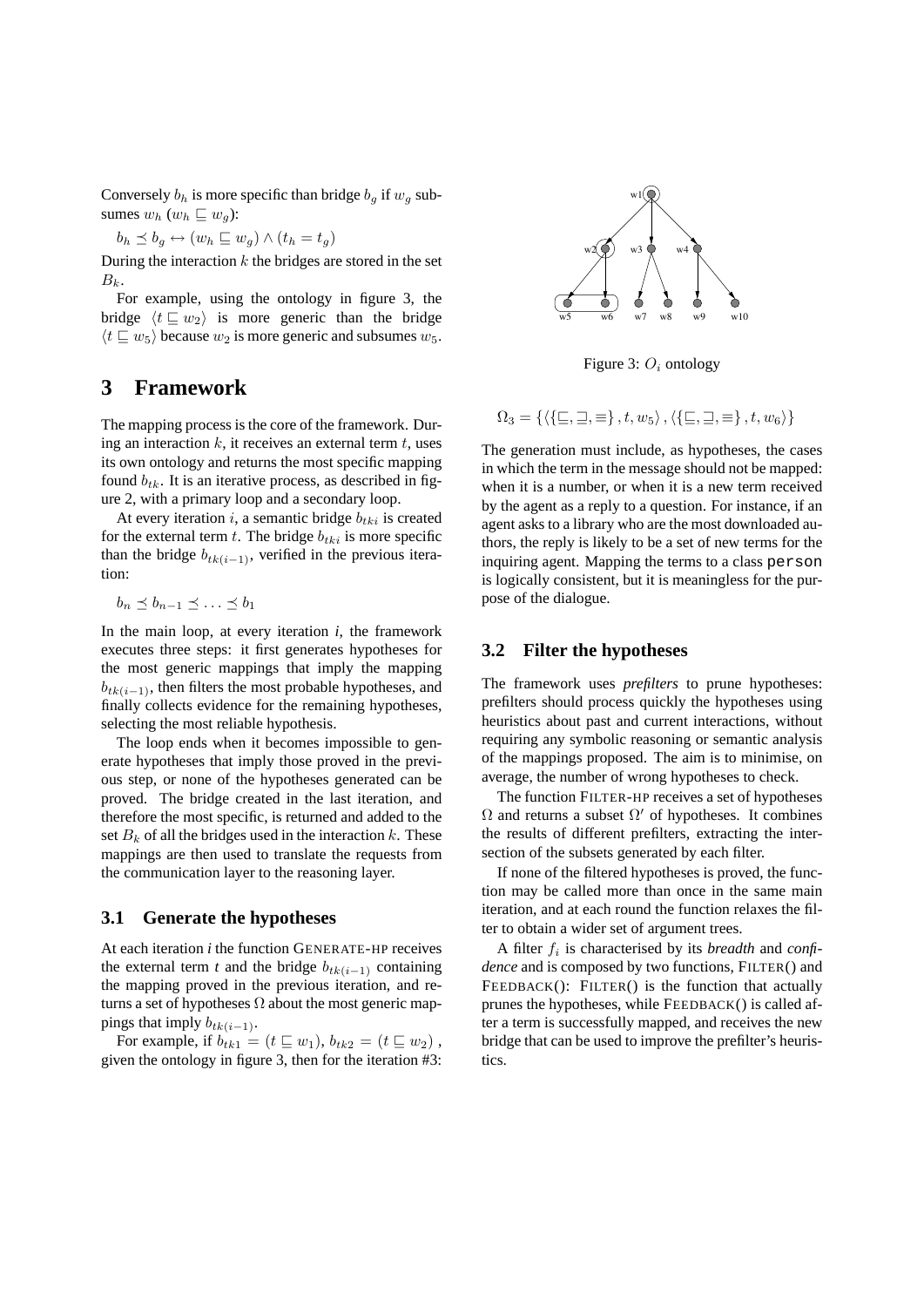Conversely $b_h$ is more specific than bridge $b_g$ if $w_g$ subsumes $w_h$ ($w_h \sqsubseteq w_g$):

$$b_h \preceq b_g \leftrightarrow (w_h \sqsubseteq w_g) \land (t_h = t_g)$$

During the interaction $k$ the bridges are stored in the set $B_k$.

For example, using the ontology in figure 3, the bridge $\langle t \sqsubseteq w_2 \rangle$ is more generic than the bridge $\langle t \sqsubseteq w_5 \rangle$ because $w_2$ is more generic and subsumes $w_5$.

# 3 Framework

The mapping process is the core of the framework. During an interaction $k$, it receives an external term $t$, uses its own ontology and returns the most specific mapping found $b_{tk}$. It is an iterative process, as described in figure 2, with a primary loop and a secondary loop.

At every iteration $i$, a semantic bridge $b_{tki}$ is created for the external term $t$. The bridge $b_{tki}$ is more specific than the bridge $b_{tk(i-1)}$, verified in the previous iteration:

$$b_n \preceq b_{n-1} \preceq \ldots \preceq b_1$$

In the main loop, at every iteration *i*, the framework executes three steps: it first generates hypotheses for the most generic mappings that imply the mapping $b_{tk(i-1)}$, then filters the most probable hypotheses, and finally collects evidence for the remaining hypotheses, selecting the most reliable hypothesis.

The loop ends when it becomes impossible to generate hypotheses that imply those proved in the previous step, or none of the hypotheses generated can be proved. The bridge created in the last iteration, and therefore the most specific, is returned and added to the set $B_k$ of all the bridges used in the interaction $k$. These mappings are then used to translate the requests from the communication layer to the reasoning layer.

## 3.1 Generate the hypotheses

At each iteration *i* the function GENERATE-HP receives the external term *t* and the bridge $b_{tk(i-1)}$ containing the mapping proved in the previous iteration, and returns a set of hypotheses $\Omega$ about the most generic mappings that imply $b_{tk(i-1)}$.

For example, if $b_{tk1} = (t \sqsubseteq w_1)$, $b_{tk2} = (t \sqsubseteq w_2)$, given the ontology in figure 3, then for the iteration #3:

Figure 3: $O_i$ ontology

$$\Omega_3 = \{\langle \{\sqsubseteq, \sqsupseteq, \equiv\}, t, w_5 \rangle, \langle \{\sqsubseteq, \sqsupseteq, \equiv\}, t, w_6 \rangle\}$$

The generation must include, as hypotheses, the cases in which the term in the message should not be mapped: when it is a number, or when it is a new term received by the agent as a reply to a question. For instance, if an agent asks to a library who are the most downloaded authors, the reply is likely to be a set of new terms for the inquiring agent. Mapping the terms to a class `person` is logically consistent, but it is meaningless for the purpose of the dialogue.

## 3.2 Filter the hypotheses

The framework uses *prefilters* to prune hypotheses: prefilters should process quickly the hypotheses using heuristics about past and current interactions, without requiring any symbolic reasoning or semantic analysis of the mappings proposed. The aim is to minimise, on average, the number of wrong hypotheses to check.

The function FILTER-HP receives a set of hypotheses $\Omega$ and returns a subset $\Omega'$ of hypotheses. It combines the results of different prefilters, extracting the intersection of the subsets generated by each filter.

If none of the filtered hypotheses is proved, the function may be called more than once in the same main iteration, and at each round the function relaxes the filter to obtain a wider set of argument trees.

A filter $f_i$ is characterised by its *breadth* and *confidence* and is composed by two functions, FILTER() and FEEDBACK(): FILTER() is the function that actually prunes the hypotheses, while FEEDBACK() is called after a term is successfully mapped, and receives the new bridge that can be used to improve the prefilter's heuristics.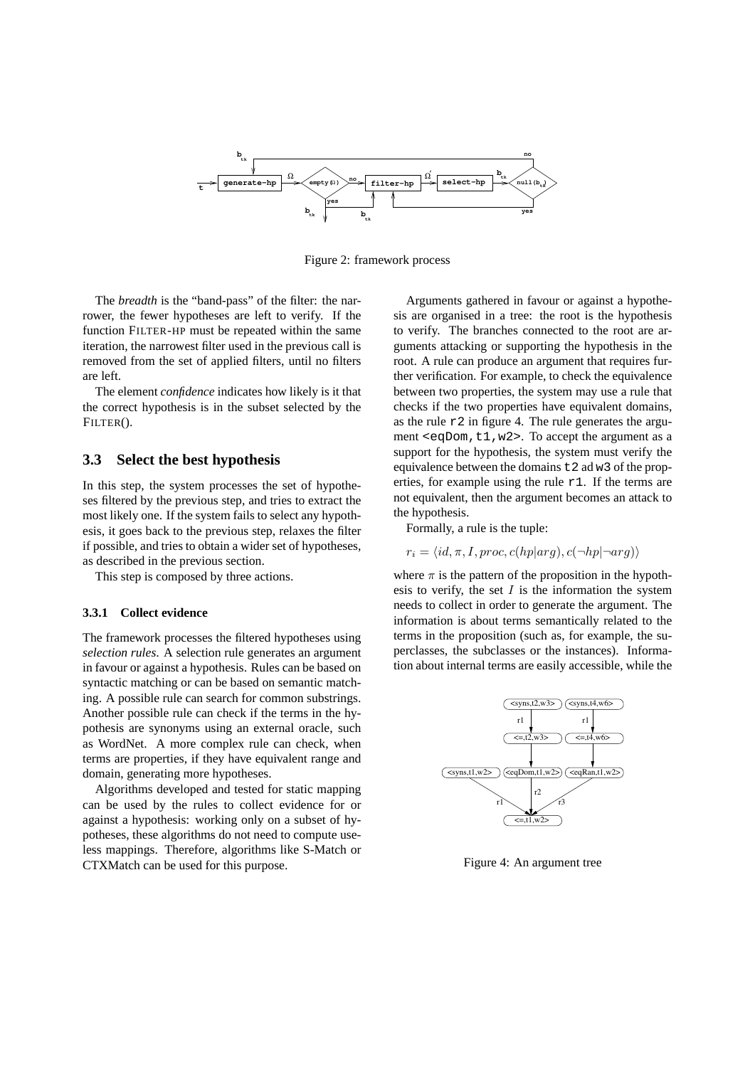Figure 2: framework process

The *breadth* is the "band-pass" of the filter: the narrower, the fewer hypotheses are left to verify. If the function FILTER-HP must be repeated within the same iteration, the narrowest filter used in the previous call is removed from the set of applied filters, until no filters are left.

The element *confidence* indicates how likely is it that the correct hypothesis is in the subset selected by the FILTER().

## 3.3 Select the best hypothesis

In this step, the system processes the set of hypotheses filtered by the previous step, and tries to extract the most likely one. If the system fails to select any hypothesis, it goes back to the previous step, relaxes the filter if possible, and tries to obtain a wider set of hypotheses, as described in the previous section.

This step is composed by three actions.

### 3.3.1 Collect evidence

The framework processes the filtered hypotheses using *selection rules*. A selection rule generates an argument in favour or against a hypothesis. Rules can be based on syntactic matching or can be based on semantic matching. A possible rule can search for common substrings. Another possible rule can check if the terms in the hypothesis are synonyms using an external oracle, such as WordNet. A more complex rule can check, when terms are properties, if they have equivalent range and domain, generating more hypotheses.

Algorithms developed and tested for static mapping can be used by the rules to collect evidence for or against a hypothesis: working only on a subset of hypotheses, these algorithms do not need to compute useless mappings. Therefore, algorithms like S-Match or CTXMatch can be used for this purpose.

Arguments gathered in favour or against a hypothesis are organised in a tree: the root is the hypothesis to verify. The branches connected to the root are arguments attacking or supporting the hypothesis in the root. A rule can produce an argument that requires further verification. For example, to check the equivalence between two properties, the system may use a rule that checks if the two properties have equivalent domains, as the rule `r2` in figure 4. The rule generates the argument `<eqDom,t1,w2>`. To accept the argument as a support for the hypothesis, the system must verify the equivalence between the domains `t2` ad `w3` of the properties, for example using the rule `r1`. If the terms are not equivalent, then the argument becomes an attack to the hypothesis.

Formally, a rule is the tuple:

$$r_i = \langle id, \pi, I, proc, c(hp|arg), c(\neg hp|\neg arg)\rangle$$

where $\pi$ is the pattern of the proposition in the hypothesis to verify, the set $I$ is the information the system needs to collect in order to generate the argument. The information is about terms semantically related to the terms in the proposition (such as, for example, the superclasses, the subclasses or the instances). Information about internal terms are easily accessible, while the

Figure 4: An argument tree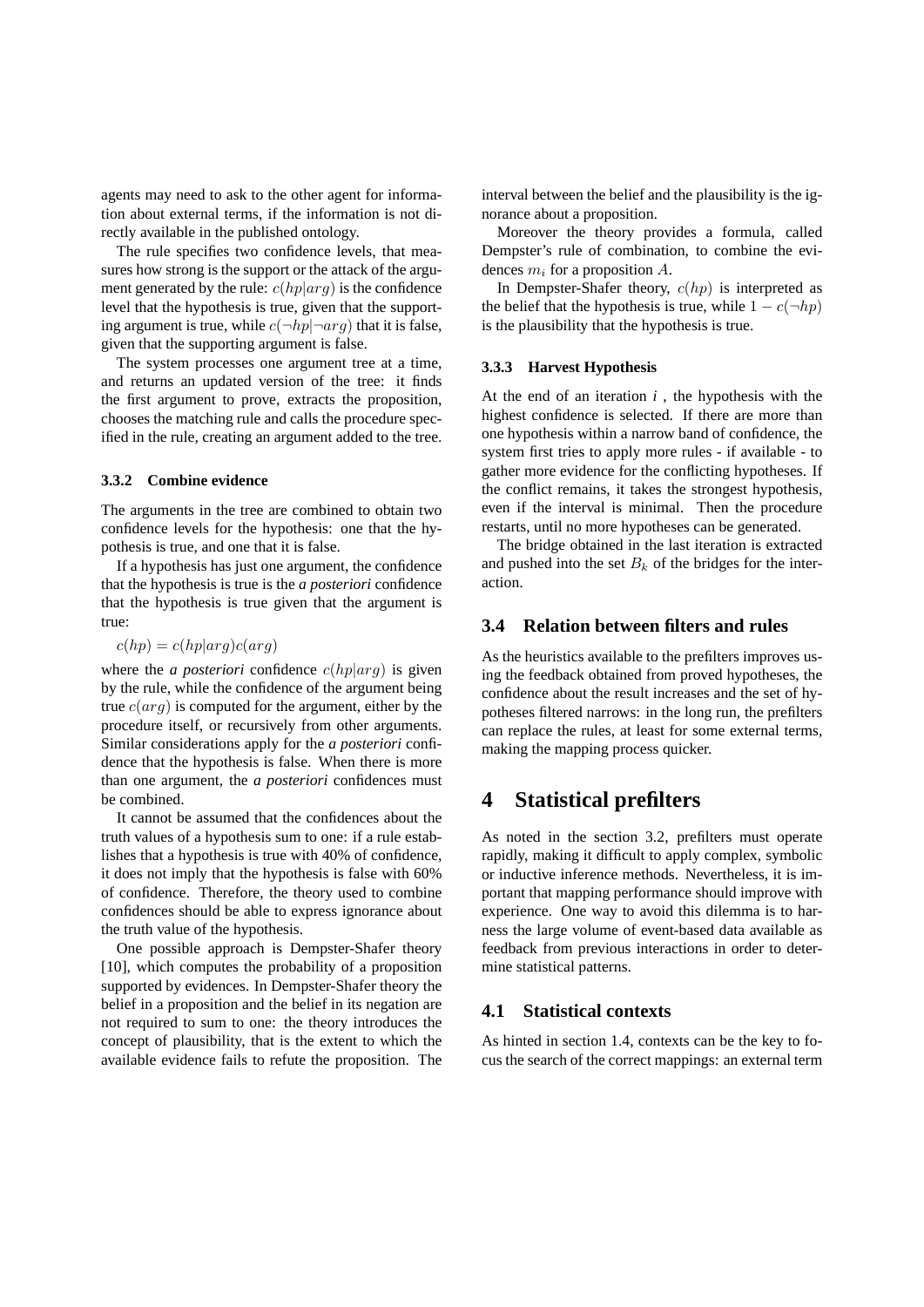agents may need to ask to the other agent for information about external terms, if the information is not directly available in the published ontology.

The rule specifies two confidence levels, that measures how strong is the support or the attack of the argument generated by the rule: $c(hp|arg)$ is the confidence level that the hypothesis is true, given that the supporting argument is true, while $c(\neg hp|\neg arg)$ that it is false, given that the supporting argument is false.

The system processes one argument tree at a time, and returns an updated version of the tree: it finds the first argument to prove, extracts the proposition, chooses the matching rule and calls the procedure specified in the rule, creating an argument added to the tree.

#### 3.3.2 Combine evidence

The arguments in the tree are combined to obtain two confidence levels for the hypothesis: one that the hypothesis is true, and one that it is false.

If a hypothesis has just one argument, the confidence that the hypothesis is true is the *a posteriori* confidence that the hypothesis is true given that the argument is true:

$$c(hp) = c(hp|arg)c(arg)$$

where the *a posteriori* confidence $c(hp|arg)$ is given by the rule, while the confidence of the argument being true $c(arg)$ is computed for the argument, either by the procedure itself, or recursively from other arguments. Similar considerations apply for the *a posteriori* confidence that the hypothesis is false. When there is more than one argument, the *a posteriori* confidences must be combined.

It cannot be assumed that the confidences about the truth values of a hypothesis sum to one: if a rule establishes that a hypothesis is true with 40% of confidence, it does not imply that the hypothesis is false with 60% of confidence. Therefore, the theory used to combine confidences should be able to express ignorance about the truth value of the hypothesis.

One possible approach is Dempster-Shafer theory [10], which computes the probability of a proposition supported by evidences. In Dempster-Shafer theory the belief in a proposition and the belief in its negation are not required to sum to one: the theory introduces the concept of plausibility, that is the extent to which the available evidence fails to refute the proposition. The interval between the belief and the plausibility is the ignorance about a proposition.

Moreover the theory provides a formula, called Dempster's rule of combination, to combine the evidences $m_i$ for a proposition $A$.

In Dempster-Shafer theory, $c(hp)$ is interpreted as the belief that the hypothesis is true, while $1 - c(\neg hp)$ is the plausibility that the hypothesis is true.

#### 3.3.3 Harvest Hypothesis

At the end of an iteration *i* , the hypothesis with the highest confidence is selected. If there are more than one hypothesis within a narrow band of confidence, the system first tries to apply more rules - if available - to gather more evidence for the conflicting hypotheses. If the conflict remains, it takes the strongest hypothesis, even if the interval is minimal. Then the procedure restarts, until no more hypotheses can be generated.

The bridge obtained in the last iteration is extracted and pushed into the set $B_k$ of the bridges for the interaction.

### 3.4 Relation between filters and rules

As the heuristics available to the prefilters improves using the feedback obtained from proved hypotheses, the confidence about the result increases and the set of hypotheses filtered narrows: in the long run, the prefilters can replace the rules, at least for some external terms, making the mapping process quicker.

## 4 Statistical prefilters

As noted in the section 3.2, prefilters must operate rapidly, making it difficult to apply complex, symbolic or inductive inference methods. Nevertheless, it is important that mapping performance should improve with experience. One way to avoid this dilemma is to harness the large volume of event-based data available as feedback from previous interactions in order to determine statistical patterns.

### 4.1 Statistical contexts

As hinted in section 1.4, contexts can be the key to focus the search of the correct mappings: an external term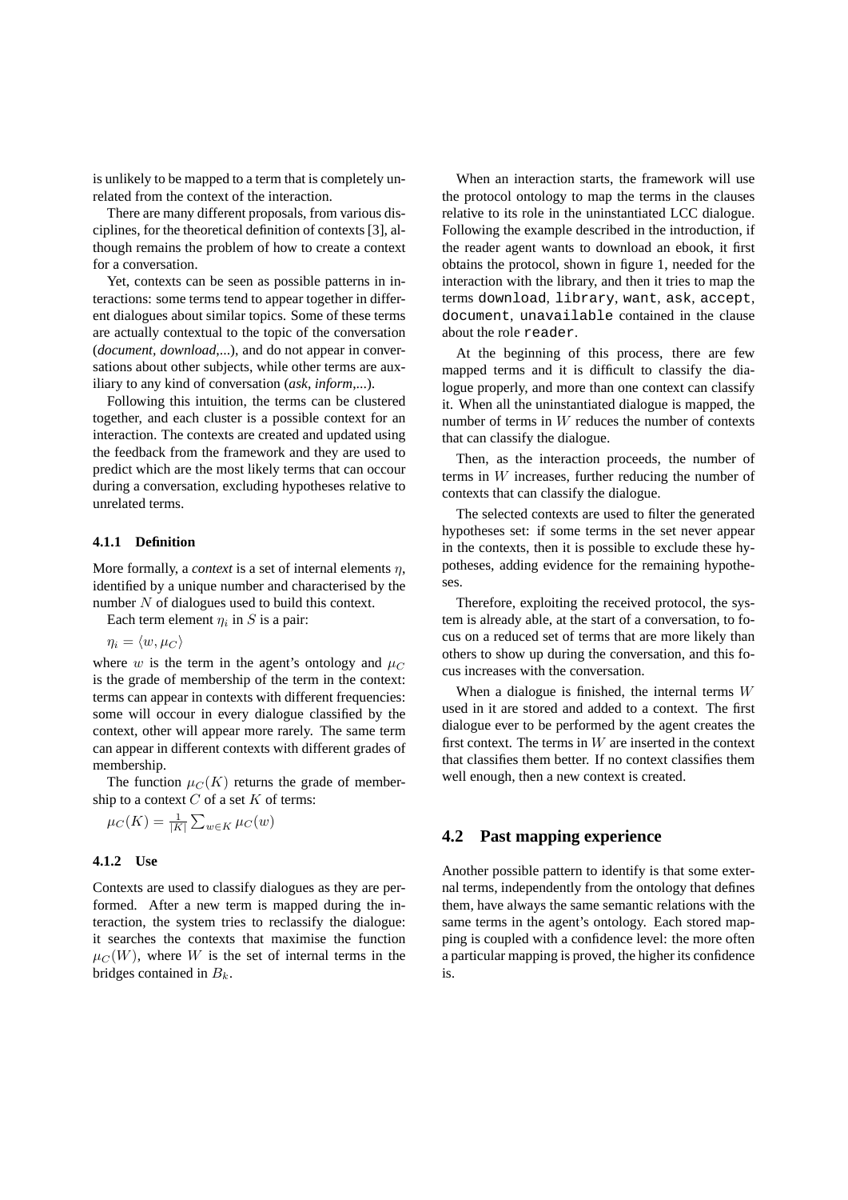is unlikely to be mapped to a term that is completely unrelated from the context of the interaction.

There are many different proposals, from various disciplines, for the theoretical definition of contexts [3], although remains the problem of how to create a context for a conversation.

Yet, contexts can be seen as possible patterns in interactions: some terms tend to appear together in different dialogues about similar topics. Some of these terms are actually contextual to the topic of the conversation (*document*, *download*,...), and do not appear in conversations about other subjects, while other terms are auxiliary to any kind of conversation (*ask*, *inform*,...).

Following this intuition, the terms can be clustered together, and each cluster is a possible context for an interaction. The contexts are created and updated using the feedback from the framework and they are used to predict which are the most likely terms that can occour during a conversation, excluding hypotheses relative to unrelated terms.

#### 4.1.1 Definition

More formally, a *context* is a set of internal elements $\eta$, identified by a unique number and characterised by the number $N$ of dialogues used to build this context.

Each term element $\eta_i$ in $S$ is a pair:

$\eta_i = \langle w, \mu_C \rangle$

where $w$ is the term in the agent's ontology and $\mu_C$ is the grade of membership of the term in the context: terms can appear in contexts with different frequencies: some will occour in every dialogue classified by the context, other will appear more rarely. The same term can appear in different contexts with different grades of membership.

The function $\mu_C(K)$ returns the grade of membership to a context $C$ of a set $K$ of terms:

$\mu_C(K) = \frac{1}{|K|} \sum_{w \in K} \mu_C(w)$

#### 4.1.2 Use

Contexts are used to classify dialogues as they are performed. After a new term is mapped during the interaction, the system tries to reclassify the dialogue: it searches the contexts that maximise the function $\mu_C(W)$, where $W$ is the set of internal terms in the bridges contained in $B_k$.

When an interaction starts, the framework will use the protocol ontology to map the terms in the clauses relative to its role in the uninstantiated LCC dialogue. Following the example described in the introduction, if the reader agent wants to download an ebook, it first obtains the protocol, shown in figure 1, needed for the interaction with the library, and then it tries to map the terms `download`, `library`, `want`, `ask`, `accept`, `document`, `unavailable` contained in the clause about the role `reader`.

At the beginning of this process, there are few mapped terms and it is difficult to classify the dialogue properly, and more than one context can classify it. When all the uninstantiated dialogue is mapped, the number of terms in $W$ reduces the number of contexts that can classify the dialogue.

Then, as the interaction proceeds, the number of terms in $W$ increases, further reducing the number of contexts that can classify the dialogue.

The selected contexts are used to filter the generated hypotheses set: if some terms in the set never appear in the contexts, then it is possible to exclude these hypotheses, adding evidence for the remaining hypotheses.

Therefore, exploiting the received protocol, the system is already able, at the start of a conversation, to focus on a reduced set of terms that are more likely than others to show up during the conversation, and this focus increases with the conversation.

When a dialogue is finished, the internal terms $W$ used in it are stored and added to a context. The first dialogue ever to be performed by the agent creates the first context. The terms in $W$ are inserted in the context that classifies them better. If no context classifies them well enough, then a new context is created.

### 4.2 Past mapping experience

Another possible pattern to identify is that some external terms, independently from the ontology that defines them, have always the same semantic relations with the same terms in the agent's ontology. Each stored mapping is coupled with a confidence level: the more often a particular mapping is proved, the higher its confidence is.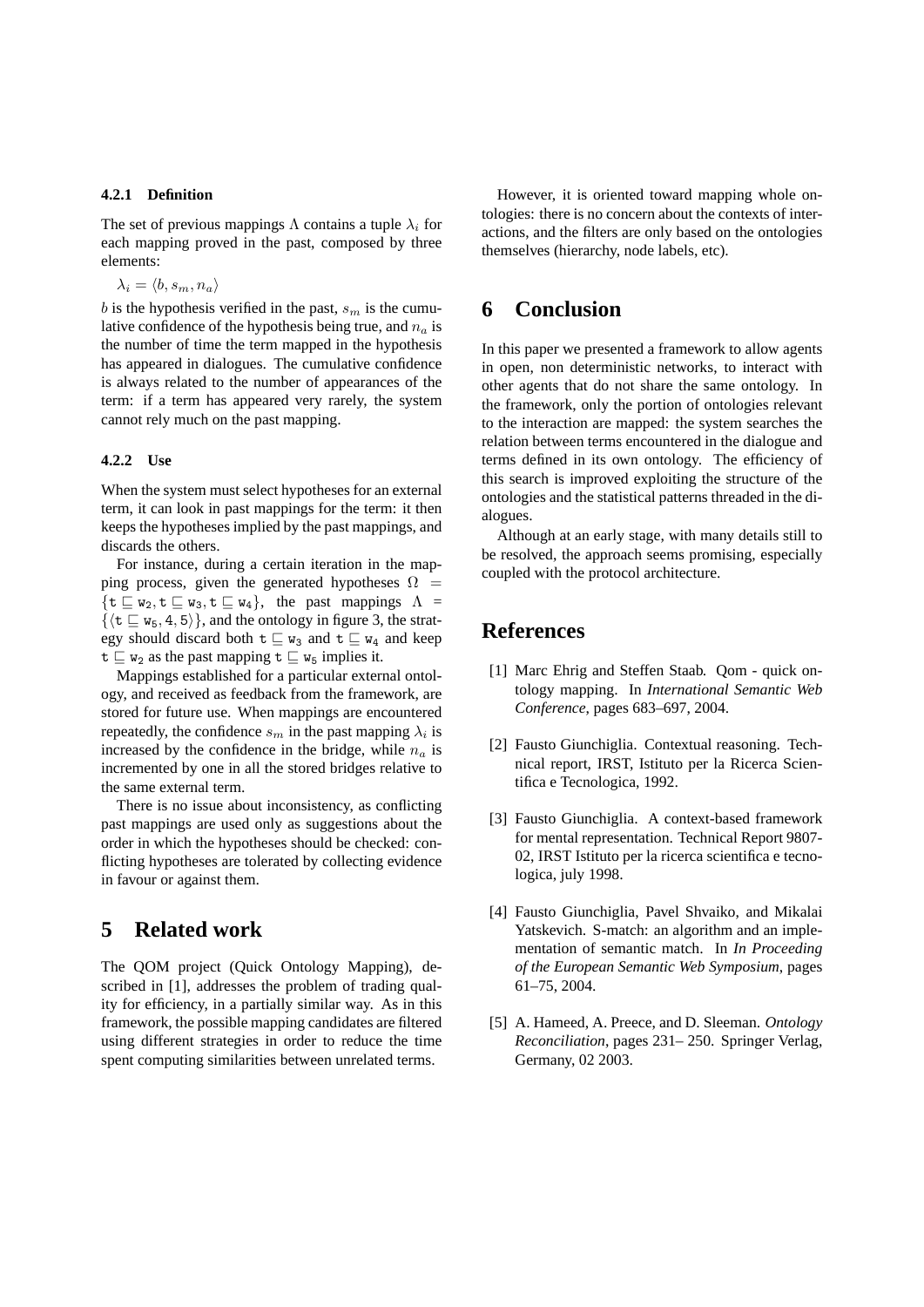#### 4.2.1 Definition

The set of previous mappings $\Lambda$ contains a tuple $\lambda_i$ for each mapping proved in the past, composed by three elements:

$\lambda_i = \langle b, s_m, n_a \rangle$

$b$ is the hypothesis verified in the past, $s_m$ is the cumulative confidence of the hypothesis being true, and $n_a$ is the number of time the term mapped in the hypothesis has appeared in dialogues. The cumulative confidence is always related to the number of appearances of the term: if a term has appeared very rarely, the system cannot rely much on the past mapping.

#### 4.2.2 Use

When the system must select hypotheses for an external term, it can look in past mappings for the term: it then keeps the hypotheses implied by the past mappings, and discards the others.

For instance, during a certain iteration in the mapping process, given the generated hypotheses $\Omega = \{\mathtt{t} \sqsubseteq \mathtt{w}_2, \mathtt{t} \sqsubseteq \mathtt{w}_3, \mathtt{t} \sqsubseteq \mathtt{w}_4\}$, the past mappings $\Lambda = \{\langle \mathtt{t} \sqsubseteq \mathtt{w}_5, 4, 5 \rangle\}$, and the ontology in figure 3, the strategy should discard both $\mathtt{t} \sqsubseteq \mathtt{w}_3$ and $\mathtt{t} \sqsubseteq \mathtt{w}_4$ and keep $\mathtt{t} \sqsubseteq \mathtt{w}_2$ as the past mapping $\mathtt{t} \sqsubseteq \mathtt{w}_5$ implies it.

Mappings established for a particular external ontology, and received as feedback from the framework, are stored for future use. When mappings are encountered repeatedly, the confidence $s_m$ in the past mapping $\lambda_i$ is increased by the confidence in the bridge, while $n_a$ is incremented by one in all the stored bridges relative to the same external term.

There is no issue about inconsistency, as conflicting past mappings are used only as suggestions about the order in which the hypotheses should be checked: conflicting hypotheses are tolerated by collecting evidence in favour or against them.

## 5 Related work

The QOM project (Quick Ontology Mapping), described in [1], addresses the problem of trading quality for efficiency, in a partially similar way. As in this framework, the possible mapping candidates are filtered using different strategies in order to reduce the time spent computing similarities between unrelated terms.

However, it is oriented toward mapping whole ontologies: there is no concern about the contexts of interactions, and the filters are only based on the ontologies themselves (hierarchy, node labels, etc).

## 6 Conclusion

In this paper we presented a framework to allow agents in open, non deterministic networks, to interact with other agents that do not share the same ontology. In the framework, only the portion of ontologies relevant to the interaction are mapped: the system searches the relation between terms encountered in the dialogue and terms defined in its own ontology. The efficiency of this search is improved exploiting the structure of the ontologies and the statistical patterns threaded in the dialogues.

Although at an early stage, with many details still to be resolved, the approach seems promising, especially coupled with the protocol architecture.

## References

[1] Marc Ehrig and Steffen Staab. Qom - quick ontology mapping. In *International Semantic Web Conference*, pages 683–697, 2004.

[2] Fausto Giunchiglia. Contextual reasoning. Technical report, IRST, Istituto per la Ricerca Scientifica e Tecnologica, 1992.

[3] Fausto Giunchiglia. A context-based framework for mental representation. Technical Report 9807-02, IRST Istituto per la ricerca scientifica e tecnologica, july 1998.

[4] Fausto Giunchiglia, Pavel Shvaiko, and Mikalai Yatskevich. S-match: an algorithm and an implementation of semantic match. In *In Proceeding of the European Semantic Web Symposium*, pages 61–75, 2004.

[5] A. Hameed, A. Preece, and D. Sleeman. *Ontology Reconciliation*, pages 231– 250. Springer Verlag, Germany, 02 2003.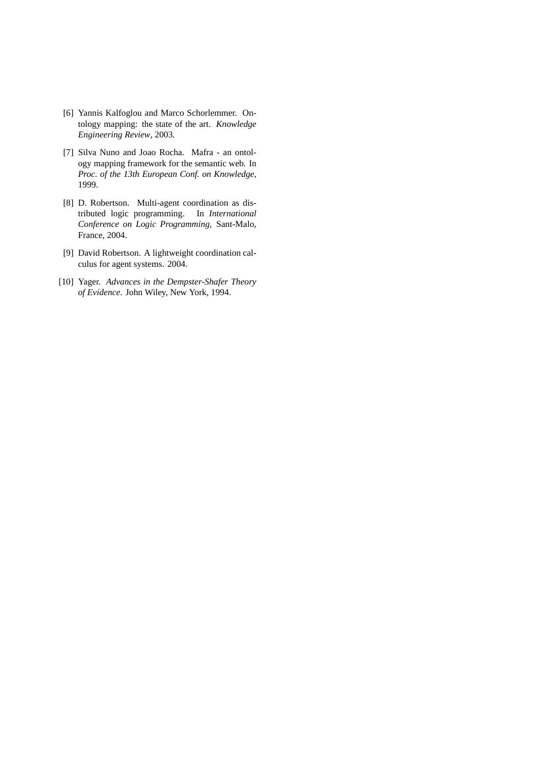[6] Yannis Kalfoglou and Marco Schorlemmer. Ontology mapping: the state of the art. *Knowledge Engineering Review*, 2003.

[7] Silva Nuno and Joao Rocha. Mafra - an ontology mapping framework for the semantic web. In *Proc. of the 13th European Conf. on Knowledge*, 1999.

[8] D. Robertson. Multi-agent coordination as distributed logic programming. In *International Conference on Logic Programming*, Sant-Malo, France, 2004.

[9] David Robertson. A lightweight coordination calculus for agent systems. 2004.

[10] Yager. *Advances in the Dempster-Shafer Theory of Evidence*. John Wiley, New York, 1994.